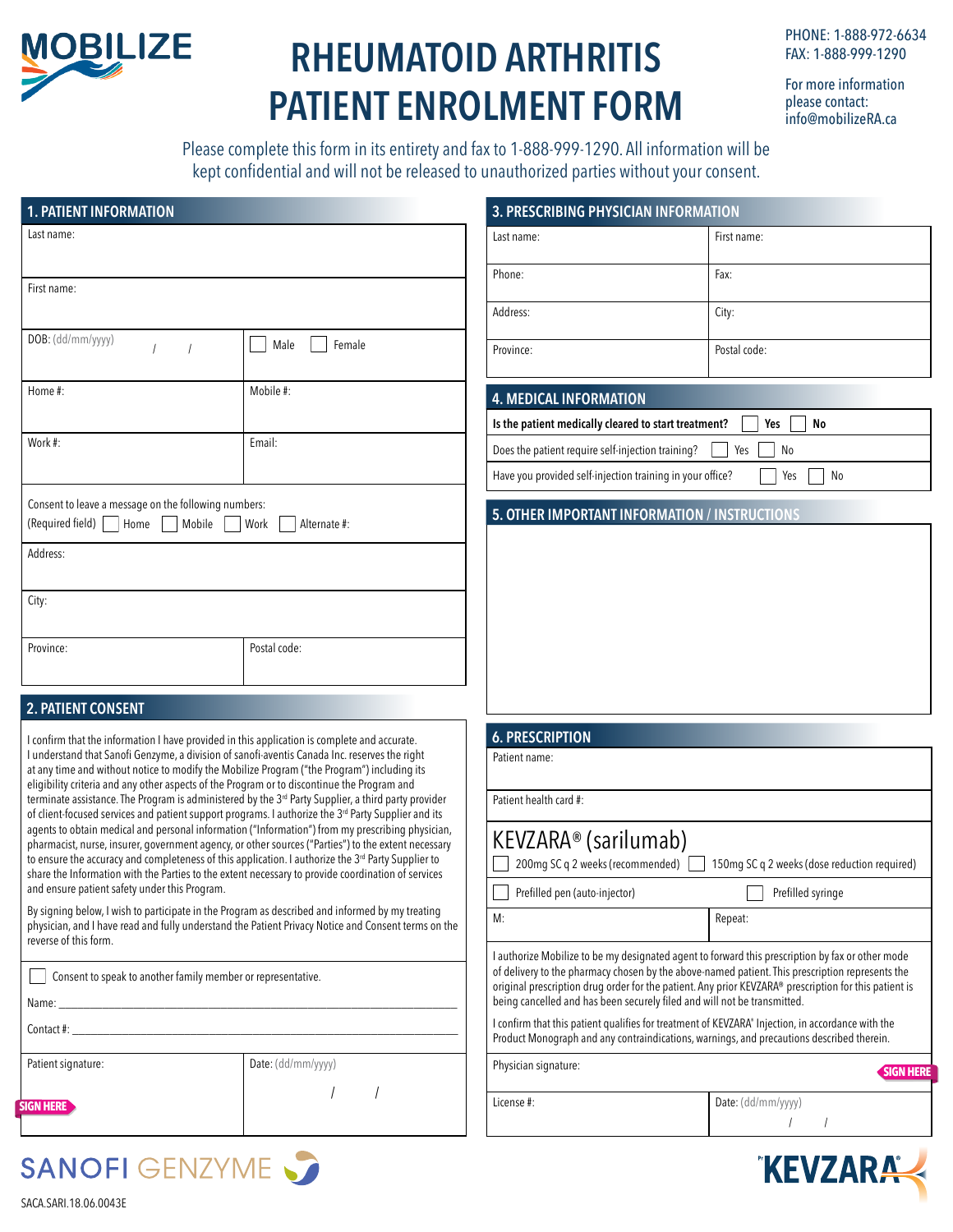MOBILIZE

# RHEUMATOID ARTHRITIS PATIENT ENROLMENT FORM

PHONE: 1-888-972-6634
FAX: 1-888-999-1290

For more information please contact: info@mobilizeRA.ca

Please complete this form in its entirety and fax to 1-888-999-1290. All information will be kept confidential and will not be released to unauthorized parties without your consent.

## 1. PATIENT INFORMATION

| | |
|---|---|
| Last name: | |
| First name: | |
| DOB: (dd/mm/yyyy) / / | ☐ Male ☐ Female |
| Home #: | Mobile #: |
| Work #: | Email: |
| Consent to leave a message on the following numbers: (Required field) ☐ Home ☐ Mobile ☐ Work ☐ Alternate #: | |
| Address: | |
| City: | |
| Province: | Postal code: |

## 2. PATIENT CONSENT

I confirm that the information I have provided in this application is complete and accurate. I understand that Sanofi Genzyme, a division of sanofi-aventis Canada Inc. reserves the right at any time and without notice to modify the Mobilize Program ("the Program") including its eligibility criteria and any other aspects of the Program or to discontinue the Program and terminate assistance. The Program is administered by the 3rd Party Supplier, a third party provider of client-focused services and patient support programs. I authorize the 3rd Party Supplier and its agents to obtain medical and personal information ("Information") from my prescribing physician, pharmacist, nurse, insurer, government agency, or other sources ("Parties") to the extent necessary to ensure the accuracy and completeness of this application. I authorize the 3rd Party Supplier to share the Information with the Parties to the extent necessary to provide coordination of services and ensure patient safety under this Program.

By signing below, I wish to participate in the Program as described and informed by my treating physician, and I have read and fully understand the Patient Privacy Notice and Consent terms on the reverse of this form.

☐ Consent to speak to another family member or representative.

Name: ______________________________

Contact #: ______________________________

| | |
|---|---|
| Patient signature: SIGN HERE | Date: (dd/mm/yyyy) / / |

## 3. PRESCRIBING PHYSICIAN INFORMATION

| | |
|---|---|
| Last name: | First name: |
| Phone: | Fax: |
| Address: | City: |
| Province: | Postal code: |

## 4. MEDICAL INFORMATION

**Is the patient medically cleared to start treatment?** ☐ **Yes** ☐ **No**

Does the patient require self-injection training? ☐ Yes ☐ No

Have you provided self-injection training in your office? ☐ Yes ☐ No

## 5. OTHER IMPORTANT INFORMATION / INSTRUCTIONS

## 6. PRESCRIPTION

Patient name:

Patient health card #:

KEVZARA® (sarilumab)

☐ 200mg SC q 2 weeks (recommended) ☐ 150mg SC q 2 weeks (dose reduction required)

☐ Prefilled pen (auto-injector) ☐ Prefilled syringe

| | |
|---|---|
| M: | Repeat: |

I authorize Mobilize to be my designated agent to forward this prescription by fax or other mode of delivery to the pharmacy chosen by the above-named patient. This prescription represents the original prescription drug order for the patient. Any prior KEVZARA® prescription for this patient is being cancelled and has been securely filed and will not be transmitted.

I confirm that this patient qualifies for treatment of KEVZARA® Injection, in accordance with the Product Monograph and any contraindications, warnings, and precautions described therein.

Physician signature: SIGN HERE

| | |
|---|---|
| License #: | Date: (dd/mm/yyyy) / / |

SANOFI GENZYME

KEVZARA®

SACA.SARI.18.06.0043E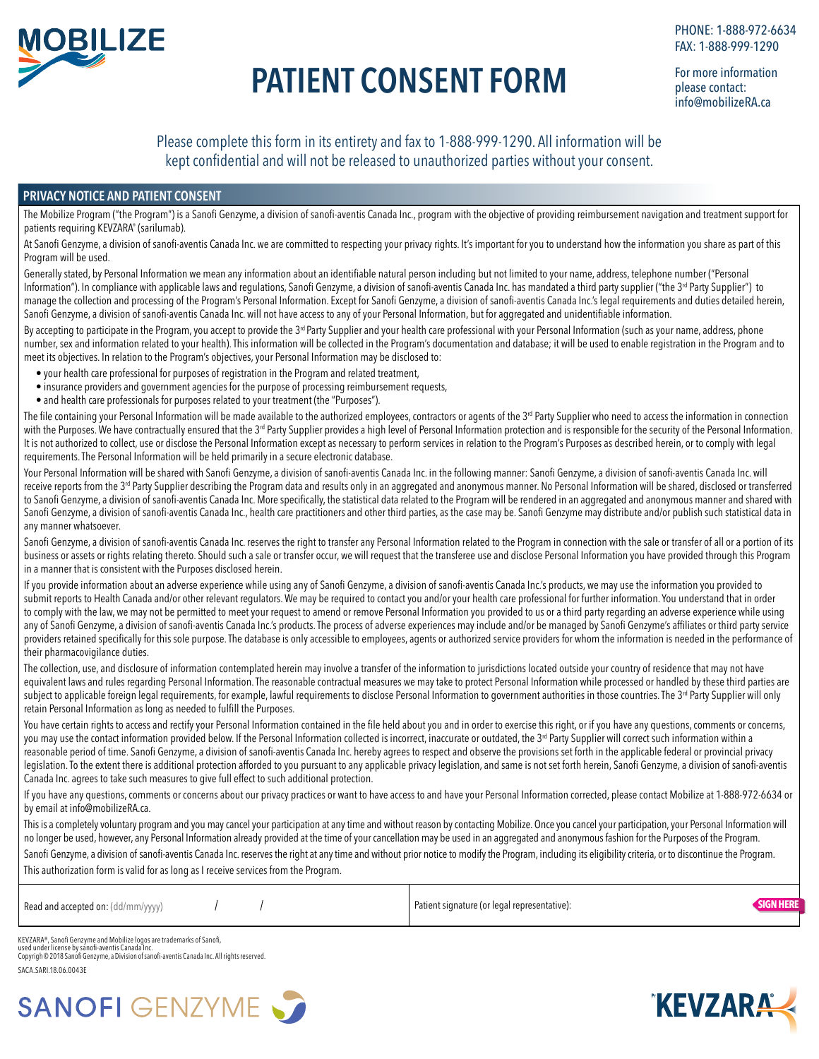MOBILIZE

# PATIENT CONSENT FORM

PHONE: 1-888-972-6634
FAX: 1-888-999-1290

For more information please contact:
info@mobilizeRA.ca

Please complete this form in its entirety and fax to 1-888-999-1290. All information will be kept confidential and will not be released to unauthorized parties without your consent.

## PRIVACY NOTICE AND PATIENT CONSENT

The Mobilize Program ("the Program") is a Sanofi Genzyme, a division of sanofi-aventis Canada Inc., program with the objective of providing reimbursement navigation and treatment support for patients requiring KEVZARA® (sarilumab).

At Sanofi Genzyme, a division of sanofi-aventis Canada Inc. we are committed to respecting your privacy rights. It's important for you to understand how the information you share as part of this Program will be used.

Generally stated, by Personal Information we mean any information about an identifiable natural person including but not limited to your name, address, telephone number ("Personal Information"). In compliance with applicable laws and regulations, Sanofi Genzyme, a division of sanofi-aventis Canada Inc. has mandated a third party supplier ("the 3rd Party Supplier") to manage the collection and processing of the Program's Personal Information. Except for Sanofi Genzyme, a division of sanofi-aventis Canada Inc.'s legal requirements and duties detailed herein, Sanofi Genzyme, a division of sanofi-aventis Canada Inc. will not have access to any of your Personal Information, but for aggregated and unidentifiable information.

By accepting to participate in the Program, you accept to provide the 3rd Party Supplier and your health care professional with your Personal Information (such as your name, address, phone number, sex and information related to your health). This information will be collected in the Program's documentation and database; it will be used to enable registration in the Program and to meet its objectives. In relation to the Program's objectives, your Personal Information may be disclosed to:

- your health care professional for purposes of registration in the Program and related treatment,
- insurance providers and government agencies for the purpose of processing reimbursement requests,
- and health care professionals for purposes related to your treatment (the "Purposes").

The file containing your Personal Information will be made available to the authorized employees, contractors or agents of the 3rd Party Supplier who need to access the information in connection with the Purposes. We have contractually ensured that the 3rd Party Supplier provides a high level of Personal Information protection and is responsible for the security of the Personal Information. It is not authorized to collect, use or disclose the Personal Information except as necessary to perform services in relation to the Program's Purposes as described herein, or to comply with legal requirements. The Personal Information will be held primarily in a secure electronic database.

Your Personal Information will be shared with Sanofi Genzyme, a division of sanofi-aventis Canada Inc. in the following manner: Sanofi Genzyme, a division of sanofi-aventis Canada Inc. will receive reports from the 3rd Party Supplier describing the Program data and results only in an aggregated and anonymous manner. No Personal Information will be shared, disclosed or transferred to Sanofi Genzyme, a division of sanofi-aventis Canada Inc. More specifically, the statistical data related to the Program will be rendered in an aggregated and anonymous manner and shared with Sanofi Genzyme, a division of sanofi-aventis Canada Inc., health care practitioners and other third parties, as the case may be. Sanofi Genzyme may distribute and/or publish such statistical data in any manner whatsoever.

Sanofi Genzyme, a division of sanofi-aventis Canada Inc. reserves the right to transfer any Personal Information related to the Program in connection with the sale or transfer of all or a portion of its business or assets or rights relating thereto. Should such a sale or transfer occur, we will request that the transferee use and disclose Personal Information you have provided through this Program in a manner that is consistent with the Purposes disclosed herein.

If you provide information about an adverse experience while using any of Sanofi Genzyme, a division of sanofi-aventis Canada Inc.'s products, we may use the information you provided to submit reports to Health Canada and/or other relevant regulators. We may be required to contact you and/or your health care professional for further information. You understand that in order to comply with the law, we may not be permitted to meet your request to amend or remove Personal Information you provided to us or a third party regarding an adverse experience while using any of Sanofi Genzyme, a division of sanofi-aventis Canada Inc.'s products. The process of adverse experiences may include and/or be managed by Sanofi Genzyme's affiliates or third party service providers retained specifically for this sole purpose. The database is only accessible to employees, agents or authorized service providers for whom the information is needed in the performance of their pharmacovigilance duties.

The collection, use, and disclosure of information contemplated herein may involve a transfer of the information to jurisdictions located outside your country of residence that may not have equivalent laws and rules regarding Personal Information. The reasonable contractual measures we may take to protect Personal Information while processed or handled by these third parties are subject to applicable foreign legal requirements, for example, lawful requirements to disclose Personal Information to government authorities in those countries. The 3rd Party Supplier will only retain Personal Information as long as needed to fulfill the Purposes.

You have certain rights to access and rectify your Personal Information contained in the file held about you and in order to exercise this right, or if you have any questions, comments or concerns, you may use the contact information provided below. If the Personal Information collected is incorrect, inaccurate or outdated, the 3rd Party Supplier will correct such information within a reasonable period of time. Sanofi Genzyme, a division of sanofi-aventis Canada Inc. hereby agrees to respect and observe the provisions set forth in the applicable federal or provincial privacy legislation. To the extent there is additional protection afforded to you pursuant to any applicable privacy legislation, and same is not set forth herein, Sanofi Genzyme, a division of sanofi-aventis Canada Inc. agrees to take such measures to give full effect to such additional protection.

If you have any questions, comments or concerns about our privacy practices or want to have access to and have your Personal Information corrected, please contact Mobilize at 1-888-972-6634 or by email at info@mobilizeRA.ca.

This is a completely voluntary program and you may cancel your participation at any time and without reason by contacting Mobilize. Once you cancel your participation, your Personal Information will no longer be used, however, any Personal Information already provided at the time of your cancellation may be used in an aggregated and anonymous fashion for the Purposes of the Program.

Sanofi Genzyme, a division of sanofi-aventis Canada Inc. reserves the right at any time and without prior notice to modify the Program, including its eligibility criteria, or to discontinue the Program.

This authorization form is valid for as long as I receive services from the Program.

| | |
|---|---|
| Read and accepted on: (dd/mm/yyyy) ___ / ___ / ___ | Patient signature (or legal representative): **SIGN HERE** |

KEVZARA®, Sanofi Genzyme and Mobilize logos are trademarks of Sanofi, used under license by sanofi-aventis Canada Inc.
Copyrigh © 2018 Sanofi Genzyme, a Division of sanofi-aventis Canada Inc. All rights reserved.

SACA.SARI.18.06.0043E

SANOFI GENZYME

KEVZARA